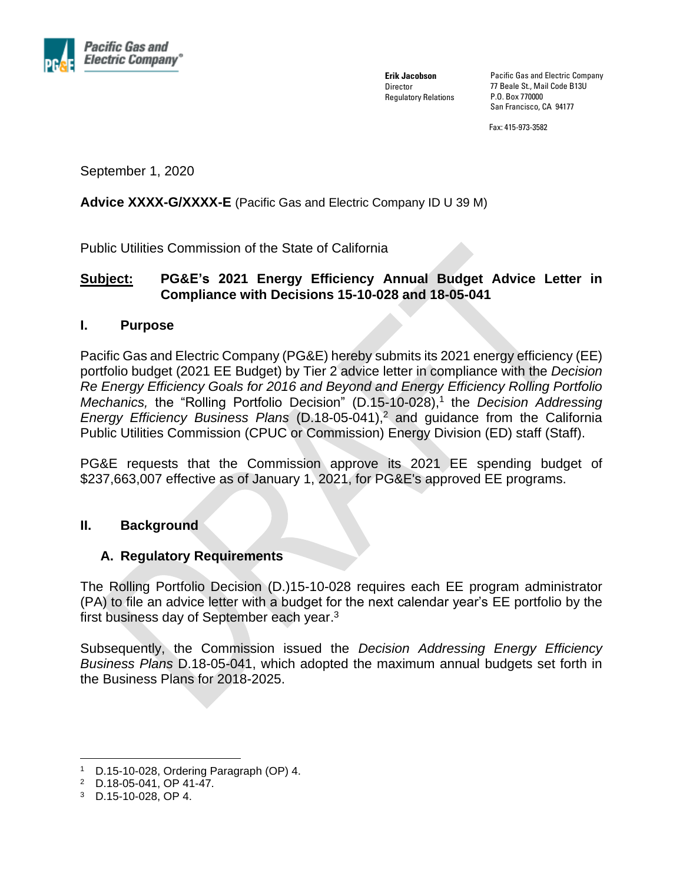**Pacific Gas and Electric Company®**

**Erik Jacobson**
Director
Regulatory Relations

Pacific Gas and Electric Company
77 Beale St., Mail Code B13U
P.O. Box 770000
San Francisco, CA 94177

Fax: 415-973-3582

September 1, 2020

**Advice XXXX-G/XXXX-E** (Pacific Gas and Electric Company ID U 39 M)

Public Utilities Commission of the State of California

**Subject: PG&E's 2021 Energy Efficiency Annual Budget Advice Letter in Compliance with Decisions 15-10-028 and 18-05-041**

## I. Purpose

Pacific Gas and Electric Company (PG&E) hereby submits its 2021 energy efficiency (EE) portfolio budget (2021 EE Budget) by Tier 2 advice letter in compliance with the *Decision Re Energy Efficiency Goals for 2016 and Beyond and Energy Efficiency Rolling Portfolio Mechanics,* the "Rolling Portfolio Decision" (D.15-10-028),[1] the *Decision Addressing Energy Efficiency Business Plans* (D.18-05-041),[2] and guidance from the California Public Utilities Commission (CPUC or Commission) Energy Division (ED) staff (Staff).

PG&E requests that the Commission approve its 2021 EE spending budget of $237,663,007 effective as of January 1, 2021, for PG&E's approved EE programs.

## II. Background

### A. Regulatory Requirements

The Rolling Portfolio Decision (D.)15-10-028 requires each EE program administrator (PA) to file an advice letter with a budget for the next calendar year's EE portfolio by the first business day of September each year.[3]

Subsequently, the Commission issued the *Decision Addressing Energy Efficiency Business Plans* D.18-05-041, which adopted the maximum annual budgets set forth in the Business Plans for 2018-2025.

---

[1] D.15-10-028, Ordering Paragraph (OP) 4.
[2] D.18-05-041, OP 41-47.
[3] D.15-10-028, OP 4.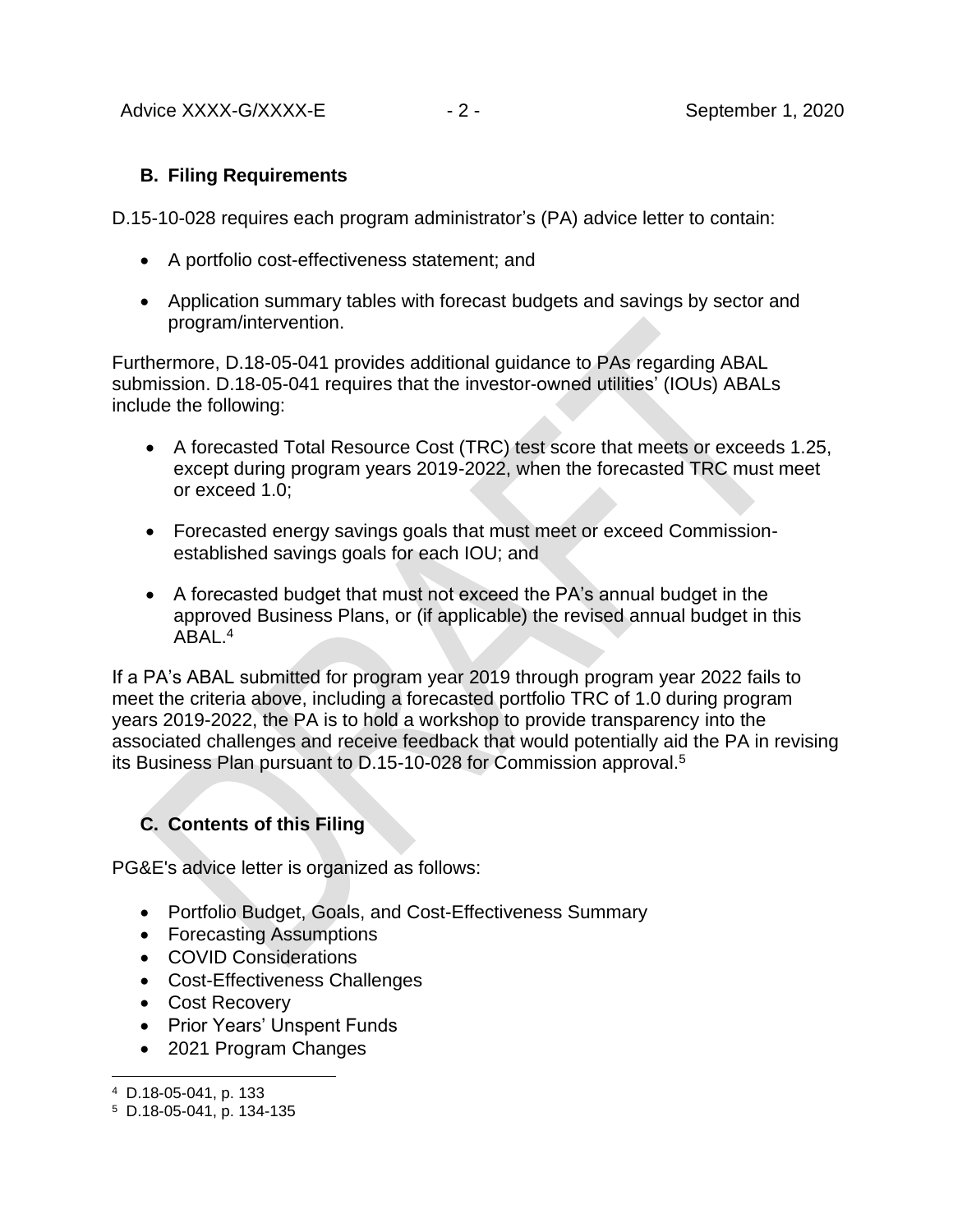## B. Filing Requirements

D.15-10-028 requires each program administrator's (PA) advice letter to contain:

- A portfolio cost-effectiveness statement; and
- Application summary tables with forecast budgets and savings by sector and program/intervention.

Furthermore, D.18-05-041 provides additional guidance to PAs regarding ABAL submission. D.18-05-041 requires that the investor-owned utilities' (IOUs) ABALs include the following:

- A forecasted Total Resource Cost (TRC) test score that meets or exceeds 1.25, except during program years 2019-2022, when the forecasted TRC must meet or exceed 1.0;
- Forecasted energy savings goals that must meet or exceed Commission-established savings goals for each IOU; and
- A forecasted budget that must not exceed the PA's annual budget in the approved Business Plans, or (if applicable) the revised annual budget in this ABAL.[4]

If a PA's ABAL submitted for program year 2019 through program year 2022 fails to meet the criteria above, including a forecasted portfolio TRC of 1.0 during program years 2019-2022, the PA is to hold a workshop to provide transparency into the associated challenges and receive feedback that would potentially aid the PA in revising its Business Plan pursuant to D.15-10-028 for Commission approval.[5]

## C. Contents of this Filing

PG&E's advice letter is organized as follows:

- Portfolio Budget, Goals, and Cost-Effectiveness Summary
- Forecasting Assumptions
- COVID Considerations
- Cost-Effectiveness Challenges
- Cost Recovery
- Prior Years' Unspent Funds
- 2021 Program Changes

---

[4] D.18-05-041, p. 133

[5] D.18-05-041, p. 134-135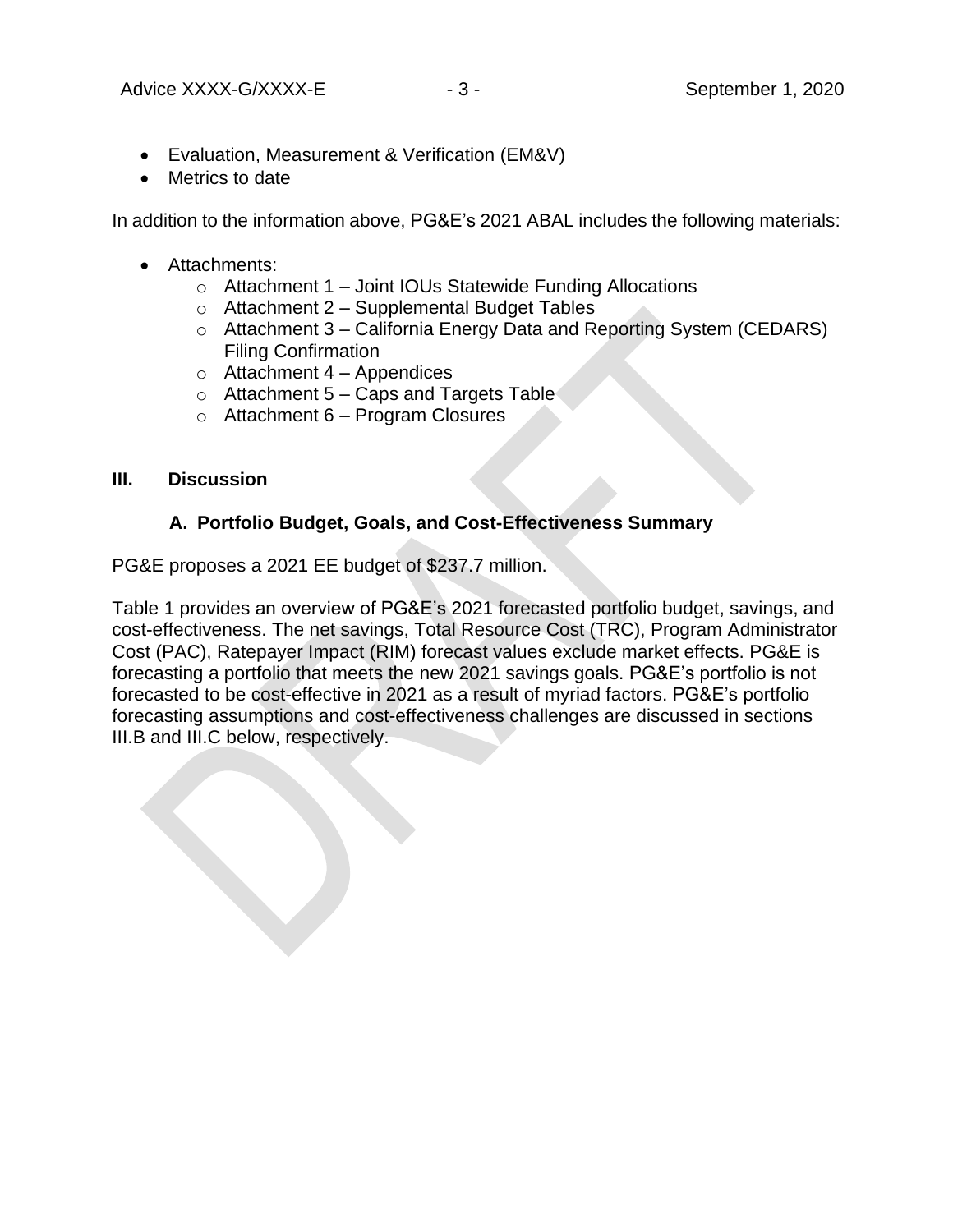- Evaluation, Measurement & Verification (EM&V)
- Metrics to date

In addition to the information above, PG&E's 2021 ABAL includes the following materials:

- Attachments:
  - Attachment 1 – Joint IOUs Statewide Funding Allocations
  - Attachment 2 – Supplemental Budget Tables
  - Attachment 3 – California Energy Data and Reporting System (CEDARS) Filing Confirmation
  - Attachment 4 – Appendices
  - Attachment 5 – Caps and Targets Table
  - Attachment 6 – Program Closures

## III. Discussion

### A. Portfolio Budget, Goals, and Cost-Effectiveness Summary

PG&E proposes a 2021 EE budget of $237.7 million.

Table 1 provides an overview of PG&E's 2021 forecasted portfolio budget, savings, and cost-effectiveness. The net savings, Total Resource Cost (TRC), Program Administrator Cost (PAC), Ratepayer Impact (RIM) forecast values exclude market effects. PG&E is forecasting a portfolio that meets the new 2021 savings goals. PG&E's portfolio is not forecasted to be cost-effective in 2021 as a result of myriad factors. PG&E's portfolio forecasting assumptions and cost-effectiveness challenges are discussed in sections III.B and III.C below, respectively.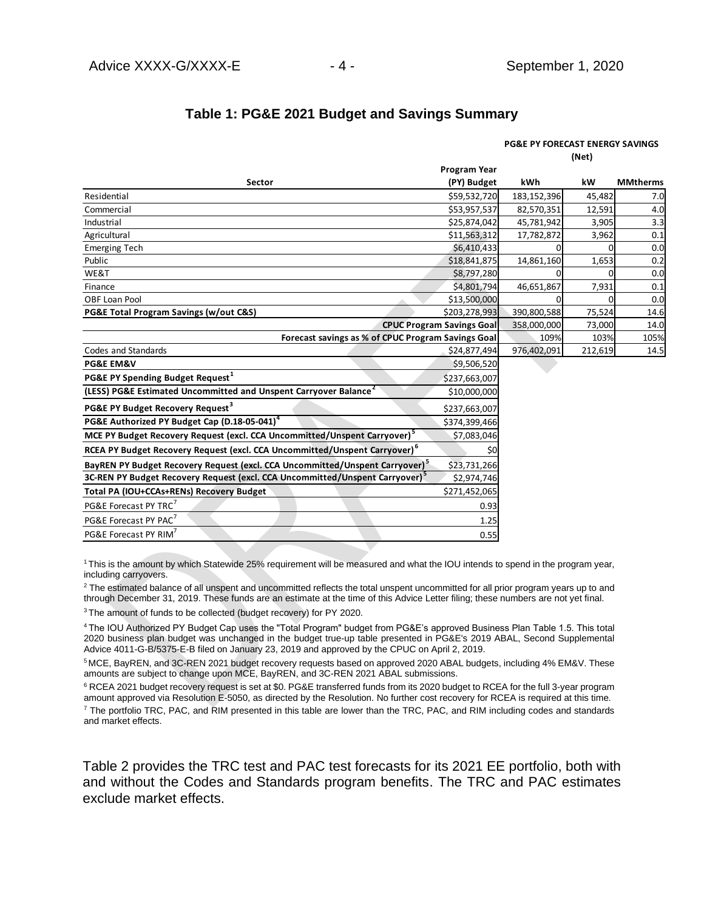### Table 1: PG&E 2021 Budget and Savings Summary

| Sector | Program Year (PY) Budget | PG&E PY FORECAST ENERGY SAVINGS (Net) kWh | kW | MMtherms |
|---|---|---|---|---|
| Residential | $59,532,720 | 183,152,396 | 45,482 | 7.0 |
| Commercial | $53,957,537 | 82,570,351 | 12,591 | 4.0 |
| Industrial | $25,874,042 | 45,781,942 | 3,905 | 3.3 |
| Agricultural | $11,563,312 | 17,782,872 | 3,962 | 0.1 |
| Emerging Tech | $6,410,433 | 0 | 0 | 0.0 |
| Public | $18,841,875 | 14,861,160 | 1,653 | 0.2 |
| WE&T | $8,797,280 | 0 | 0 | 0.0 |
| Finance | $4,801,794 | 46,651,867 | 7,931 | 0.1 |
| OBF Loan Pool | $13,500,000 | 0 | 0 | 0.0 |
| **PG&E Total Program Savings (w/out C&S)** | $203,278,993 | 390,800,588 | 75,524 | 14.6 |
| **CPUC Program Savings Goal** | | 358,000,000 | 73,000 | 14.0 |
| **Forecast savings as % of CPUC Program Savings Goal** | | 109% | 103% | 105% |
| Codes and Standards | $24,877,494 | 976,402,091 | 212,619 | 14.5 |
| **PG&E EM&V** | $9,506,520 | | | |
| **PG&E PY Spending Budget Request**[1] | $237,663,007 | | | |
| **(LESS) PG&E Estimated Uncommitted and Unspent Carryover Balance**[2] | $10,000,000 | | | |
| **PG&E PY Budget Recovery Request**[3] | $237,663,007 | | | |
| **PG&E Authorized PY Budget Cap (D.18-05-041)**[4] | $374,399,466 | | | |
| **MCE PY Budget Recovery Request (excl. CCA Uncommitted/Unspent Carryover)**[5] | $7,083,046 | | | |
| **RCEA PY Budget Recovery Request (excl. CCA Uncommitted/Unspent Carryover)**[6] | $0 | | | |
| **BayREN PY Budget Recovery Request (excl. CCA Uncommitted/Unspent Carryover)**[5] | $23,731,266 | | | |
| **3C-REN PY Budget Recovery Request (excl. CCA Uncommitted/Unspent Carryover)**[5] | $2,974,746 | | | |
| **Total PA (IOU+CCAs+RENs) Recovery Budget** | $271,452,065 | | | |
| PG&E Forecast PY TRC[7] | 0.93 | | | |
| PG&E Forecast PY PAC[7] | 1.25 | | | |
| PG&E Forecast PY RIM[7] | 0.55 | | | |

[1] This is the amount by which Statewide 25% requirement will be measured and what the IOU intends to spend in the program year, including carryovers.

[2] The estimated balance of all unspent and uncommitted reflects the total unspent uncommitted for all prior program years up to and through December 31, 2019. These funds are an estimate at the time of this Advice Letter filing; these numbers are not yet final.

[3] The amount of funds to be collected (budget recovery) for PY 2020.

[4] The IOU Authorized PY Budget Cap uses the "Total Program" budget from PG&E's approved Business Plan Table 1.5. This total 2020 business plan budget was unchanged in the budget true-up table presented in PG&E's 2019 ABAL, Second Supplemental Advice 4011-G-B/5375-E-B filed on January 23, 2019 and approved by the CPUC on April 2, 2019.

[5] MCE, BayREN, and 3C-REN 2021 budget recovery requests based on approved 2020 ABAL budgets, including 4% EM&V. These amounts are subject to change upon MCE, BayREN, and 3C-REN 2021 ABAL submissions.

[6] RCEA 2021 budget recovery request is set at $0. PG&E transferred funds from its 2020 budget to RCEA for the full 3-year program amount approved via Resolution E-5050, as directed by the Resolution. No further cost recovery for RCEA is required at this time.

[7] The portfolio TRC, PAC, and RIM presented in this table are lower than the TRC, PAC, and RIM including codes and standards and market effects.

Table 2 provides the TRC test and PAC test forecasts for its 2021 EE portfolio, both with and without the Codes and Standards program benefits. The TRC and PAC estimates exclude market effects.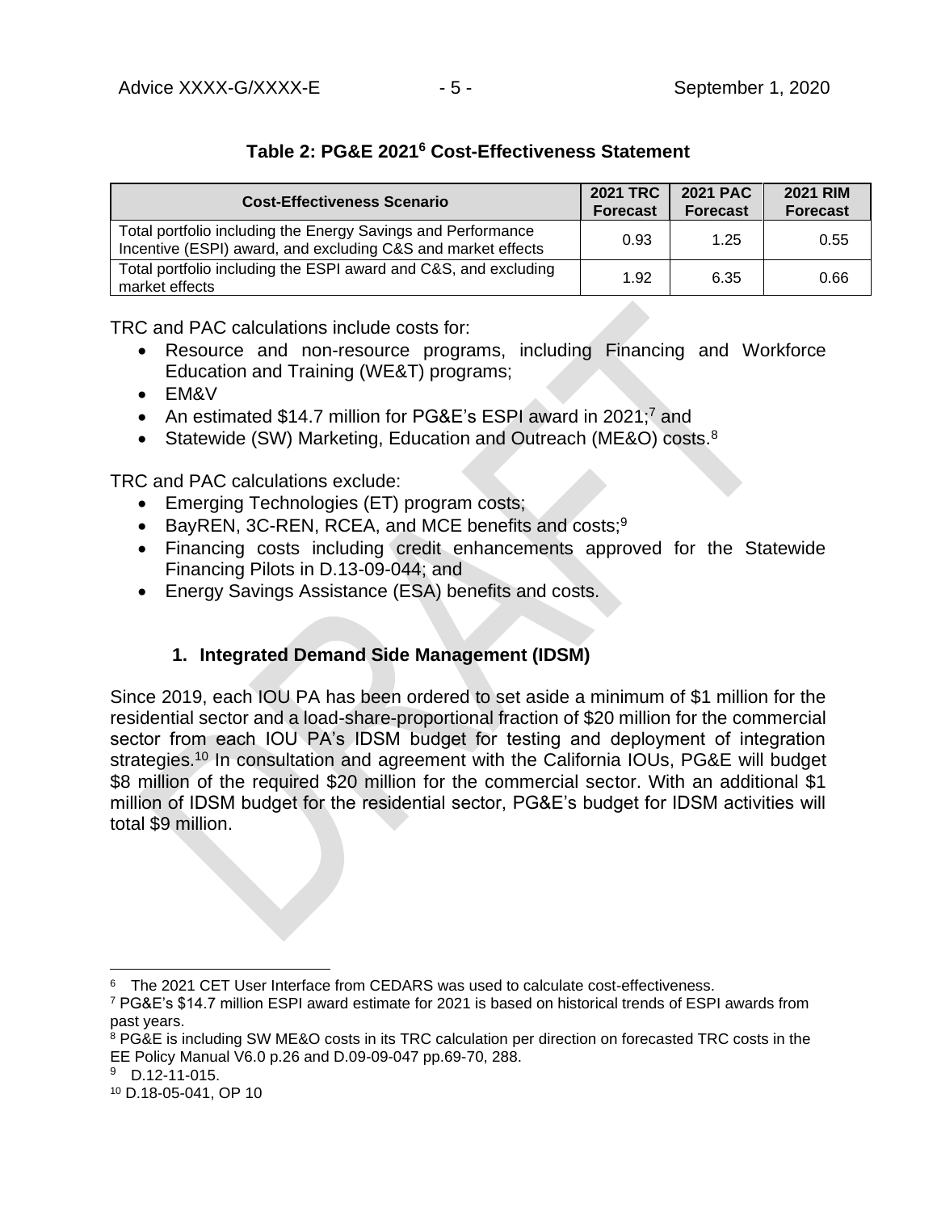**Table 2: PG&E 2021[6] Cost-Effectiveness Statement**

| Cost-Effectiveness Scenario | 2021 TRC Forecast | 2021 PAC Forecast | 2021 RIM Forecast |
| --- | --- | --- | --- |
| Total portfolio including the Energy Savings and Performance Incentive (ESPI) award, and excluding C&S and market effects | 0.93 | 1.25 | 0.55 |
| Total portfolio including the ESPI award and C&S, and excluding market effects | 1.92 | 6.35 | 0.66 |

TRC and PAC calculations include costs for:

- Resource and non-resource programs, including Financing and Workforce Education and Training (WE&T) programs;
- EM&V
- An estimated $14.7 million for PG&E's ESPI award in 2021;[7] and
- Statewide (SW) Marketing, Education and Outreach (ME&O) costs.[8]

TRC and PAC calculations exclude:

- Emerging Technologies (ET) program costs;
- BayREN, 3C-REN, RCEA, and MCE benefits and costs;[9]
- Financing costs including credit enhancements approved for the Statewide Financing Pilots in D.13-09-044; and
- Energy Savings Assistance (ESA) benefits and costs.

### 1. Integrated Demand Side Management (IDSM)

Since 2019, each IOU PA has been ordered to set aside a minimum of $1 million for the residential sector and a load-share-proportional fraction of $20 million for the commercial sector from each IOU PA's IDSM budget for testing and deployment of integration strategies.[10] In consultation and agreement with the California IOUs, PG&E will budget $8 million of the required $20 million for the commercial sector. With an additional $1 million of IDSM budget for the residential sector, PG&E's budget for IDSM activities will total $9 million.

---

[6] The 2021 CET User Interface from CEDARS was used to calculate cost-effectiveness.

[7] PG&E's $14.7 million ESPI award estimate for 2021 is based on historical trends of ESPI awards from past years.

[8] PG&E is including SW ME&O costs in its TRC calculation per direction on forecasted TRC costs in the EE Policy Manual V6.0 p.26 and D.09-09-047 pp.69-70, 288.

[9] D.12-11-015.

[10] D.18-05-041, OP 10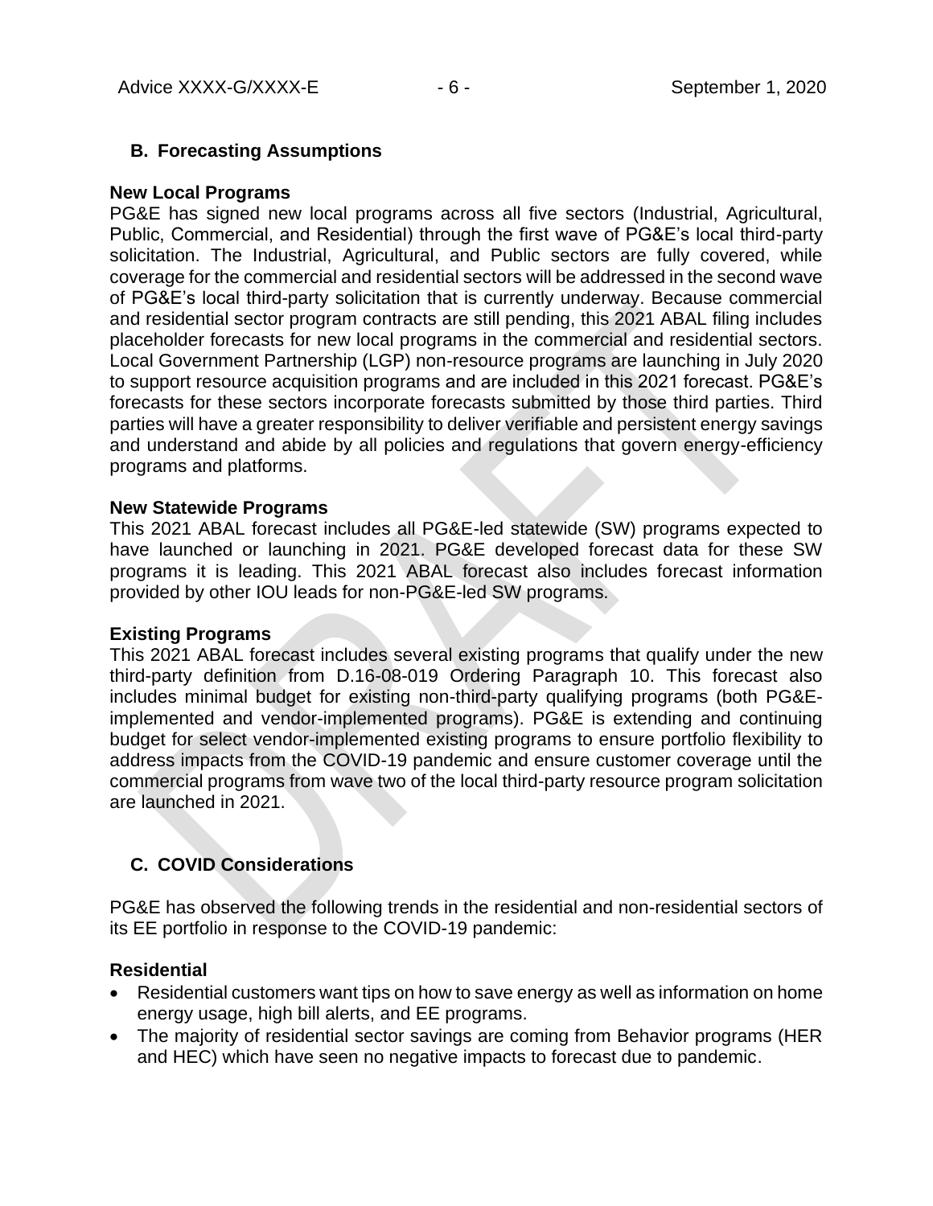## B. Forecasting Assumptions

**New Local Programs**

PG&E has signed new local programs across all five sectors (Industrial, Agricultural, Public, Commercial, and Residential) through the first wave of PG&E's local third-party solicitation. The Industrial, Agricultural, and Public sectors are fully covered, while coverage for the commercial and residential sectors will be addressed in the second wave of PG&E's local third-party solicitation that is currently underway. Because commercial and residential sector program contracts are still pending, this 2021 ABAL filing includes placeholder forecasts for new local programs in the commercial and residential sectors. Local Government Partnership (LGP) non-resource programs are launching in July 2020 to support resource acquisition programs and are included in this 2021 forecast. PG&E's forecasts for these sectors incorporate forecasts submitted by those third parties. Third parties will have a greater responsibility to deliver verifiable and persistent energy savings and understand and abide by all policies and regulations that govern energy-efficiency programs and platforms.

**New Statewide Programs**

This 2021 ABAL forecast includes all PG&E-led statewide (SW) programs expected to have launched or launching in 2021. PG&E developed forecast data for these SW programs it is leading. This 2021 ABAL forecast also includes forecast information provided by other IOU leads for non-PG&E-led SW programs.

**Existing Programs**

This 2021 ABAL forecast includes several existing programs that qualify under the new third-party definition from D.16-08-019 Ordering Paragraph 10. This forecast also includes minimal budget for existing non-third-party qualifying programs (both PG&E-implemented and vendor-implemented programs). PG&E is extending and continuing budget for select vendor-implemented existing programs to ensure portfolio flexibility to address impacts from the COVID-19 pandemic and ensure customer coverage until the commercial programs from wave two of the local third-party resource program solicitation are launched in 2021.

## C. COVID Considerations

PG&E has observed the following trends in the residential and non-residential sectors of its EE portfolio in response to the COVID-19 pandemic:

**Residential**

- Residential customers want tips on how to save energy as well as information on home energy usage, high bill alerts, and EE programs.
- The majority of residential sector savings are coming from Behavior programs (HER and HEC) which have seen no negative impacts to forecast due to pandemic.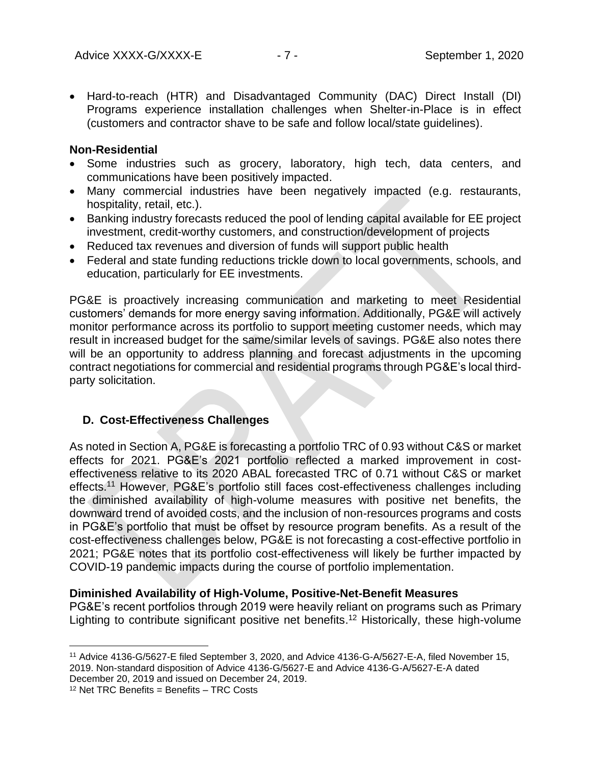- Hard-to-reach (HTR) and Disadvantaged Community (DAC) Direct Install (DI) Programs experience installation challenges when Shelter-in-Place is in effect (customers and contractor shave to be safe and follow local/state guidelines).

**Non-Residential**

- Some industries such as grocery, laboratory, high tech, data centers, and communications have been positively impacted.
- Many commercial industries have been negatively impacted (e.g. restaurants, hospitality, retail, etc.).
- Banking industry forecasts reduced the pool of lending capital available for EE project investment, credit-worthy customers, and construction/development of projects
- Reduced tax revenues and diversion of funds will support public health
- Federal and state funding reductions trickle down to local governments, schools, and education, particularly for EE investments.

PG&E is proactively increasing communication and marketing to meet Residential customers' demands for more energy saving information. Additionally, PG&E will actively monitor performance across its portfolio to support meeting customer needs, which may result in increased budget for the same/similar levels of savings. PG&E also notes there will be an opportunity to address planning and forecast adjustments in the upcoming contract negotiations for commercial and residential programs through PG&E's local third-party solicitation.

## D. Cost-Effectiveness Challenges

As noted in Section A, PG&E is forecasting a portfolio TRC of 0.93 without C&S or market effects for 2021. PG&E's 2021 portfolio reflected a marked improvement in cost-effectiveness relative to its 2020 ABAL forecasted TRC of 0.71 without C&S or market effects.[11] However, PG&E's portfolio still faces cost-effectiveness challenges including the diminished availability of high-volume measures with positive net benefits, the downward trend of avoided costs, and the inclusion of non-resources programs and costs in PG&E's portfolio that must be offset by resource program benefits. As a result of the cost-effectiveness challenges below, PG&E is not forecasting a cost-effective portfolio in 2021; PG&E notes that its portfolio cost-effectiveness will likely be further impacted by COVID-19 pandemic impacts during the course of portfolio implementation.

**Diminished Availability of High-Volume, Positive-Net-Benefit Measures**

PG&E's recent portfolios through 2019 were heavily reliant on programs such as Primary Lighting to contribute significant positive net benefits.[12] Historically, these high-volume

[11] Advice 4136-G/5627-E filed September 3, 2020, and Advice 4136-G-A/5627-E-A, filed November 15, 2019. Non-standard disposition of Advice 4136-G/5627-E and Advice 4136-G-A/5627-E-A dated December 20, 2019 and issued on December 24, 2019.

[12] Net TRC Benefits = Benefits – TRC Costs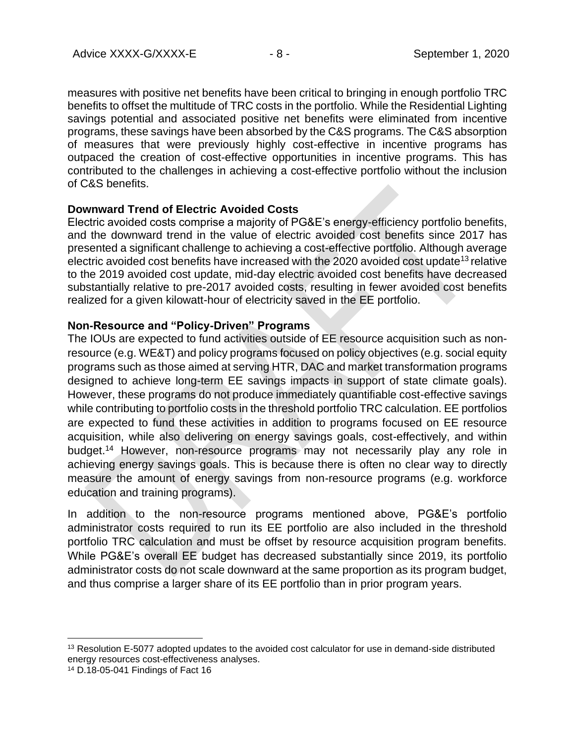measures with positive net benefits have been critical to bringing in enough portfolio TRC benefits to offset the multitude of TRC costs in the portfolio. While the Residential Lighting savings potential and associated positive net benefits were eliminated from incentive programs, these savings have been absorbed by the C&S programs. The C&S absorption of measures that were previously highly cost-effective in incentive programs has outpaced the creation of cost-effective opportunities in incentive programs. This has contributed to the challenges in achieving a cost-effective portfolio without the inclusion of C&S benefits.

**Downward Trend of Electric Avoided Costs**

Electric avoided costs comprise a majority of PG&E's energy-efficiency portfolio benefits, and the downward trend in the value of electric avoided cost benefits since 2017 has presented a significant challenge to achieving a cost-effective portfolio. Although average electric avoided cost benefits have increased with the 2020 avoided cost update[13] relative to the 2019 avoided cost update, mid-day electric avoided cost benefits have decreased substantially relative to pre-2017 avoided costs, resulting in fewer avoided cost benefits realized for a given kilowatt-hour of electricity saved in the EE portfolio.

**Non-Resource and "Policy-Driven" Programs**

The IOUs are expected to fund activities outside of EE resource acquisition such as non-resource (e.g. WE&T) and policy programs focused on policy objectives (e.g. social equity programs such as those aimed at serving HTR, DAC and market transformation programs designed to achieve long-term EE savings impacts in support of state climate goals). However, these programs do not produce immediately quantifiable cost-effective savings while contributing to portfolio costs in the threshold portfolio TRC calculation. EE portfolios are expected to fund these activities in addition to programs focused on EE resource acquisition, while also delivering on energy savings goals, cost-effectively, and within budget.[14] However, non-resource programs may not necessarily play any role in achieving energy savings goals. This is because there is often no clear way to directly measure the amount of energy savings from non-resource programs (e.g. workforce education and training programs).

In addition to the non-resource programs mentioned above, PG&E's portfolio administrator costs required to run its EE portfolio are also included in the threshold portfolio TRC calculation and must be offset by resource acquisition program benefits. While PG&E's overall EE budget has decreased substantially since 2019, its portfolio administrator costs do not scale downward at the same proportion as its program budget, and thus comprise a larger share of its EE portfolio than in prior program years.

---

[13] Resolution E-5077 adopted updates to the avoided cost calculator for use in demand-side distributed energy resources cost-effectiveness analyses.

[14] D.18-05-041 Findings of Fact 16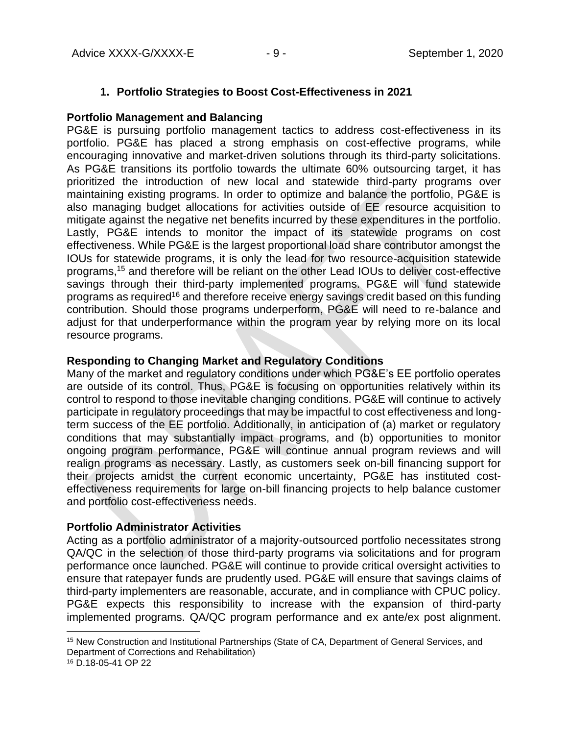## 1. Portfolio Strategies to Boost Cost-Effectiveness in 2021

**Portfolio Management and Balancing**

PG&E is pursuing portfolio management tactics to address cost-effectiveness in its portfolio. PG&E has placed a strong emphasis on cost-effective programs, while encouraging innovative and market-driven solutions through its third-party solicitations. As PG&E transitions its portfolio towards the ultimate 60% outsourcing target, it has prioritized the introduction of new local and statewide third-party programs over maintaining existing programs. In order to optimize and balance the portfolio, PG&E is also managing budget allocations for activities outside of EE resource acquisition to mitigate against the negative net benefits incurred by these expenditures in the portfolio. Lastly, PG&E intends to monitor the impact of its statewide programs on cost effectiveness. While PG&E is the largest proportional load share contributor amongst the IOUs for statewide programs, it is only the lead for two resource-acquisition statewide programs,[15] and therefore will be reliant on the other Lead IOUs to deliver cost-effective savings through their third-party implemented programs. PG&E will fund statewide programs as required[16] and therefore receive energy savings credit based on this funding contribution. Should those programs underperform, PG&E will need to re-balance and adjust for that underperformance within the program year by relying more on its local resource programs.

**Responding to Changing Market and Regulatory Conditions**

Many of the market and regulatory conditions under which PG&E's EE portfolio operates are outside of its control. Thus, PG&E is focusing on opportunities relatively within its control to respond to those inevitable changing conditions. PG&E will continue to actively participate in regulatory proceedings that may be impactful to cost effectiveness and long-term success of the EE portfolio. Additionally, in anticipation of (a) market or regulatory conditions that may substantially impact programs, and (b) opportunities to monitor ongoing program performance, PG&E will continue annual program reviews and will realign programs as necessary. Lastly, as customers seek on-bill financing support for their projects amidst the current economic uncertainty, PG&E has instituted cost-effectiveness requirements for large on-bill financing projects to help balance customer and portfolio cost-effectiveness needs.

**Portfolio Administrator Activities**

Acting as a portfolio administrator of a majority-outsourced portfolio necessitates strong QA/QC in the selection of those third-party programs via solicitations and for program performance once launched. PG&E will continue to provide critical oversight activities to ensure that ratepayer funds are prudently used. PG&E will ensure that savings claims of third-party implementers are reasonable, accurate, and in compliance with CPUC policy. PG&E expects this responsibility to increase with the expansion of third-party implemented programs. QA/QC program performance and ex ante/ex post alignment.

---

[15] New Construction and Institutional Partnerships (State of CA, Department of General Services, and Department of Corrections and Rehabilitation)

[16] D.18-05-41 OP 22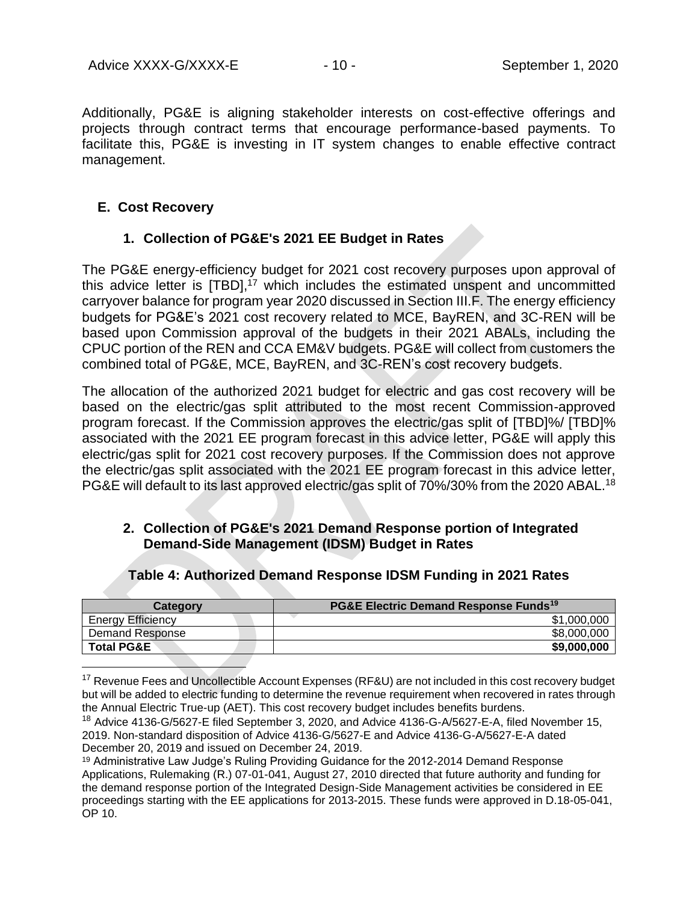Additionally, PG&E is aligning stakeholder interests on cost-effective offerings and projects through contract terms that encourage performance-based payments. To facilitate this, PG&E is investing in IT system changes to enable effective contract management.

## E. Cost Recovery

### 1. Collection of PG&E's 2021 EE Budget in Rates

The PG&E energy-efficiency budget for 2021 cost recovery purposes upon approval of this advice letter is [TBD],[17] which includes the estimated unspent and uncommitted carryover balance for program year 2020 discussed in Section III.F. The energy efficiency budgets for PG&E's 2021 cost recovery related to MCE, BayREN, and 3C-REN will be based upon Commission approval of the budgets in their 2021 ABALs, including the CPUC portion of the REN and CCA EM&V budgets. PG&E will collect from customers the combined total of PG&E, MCE, BayREN, and 3C-REN's cost recovery budgets.

The allocation of the authorized 2021 budget for electric and gas cost recovery will be based on the electric/gas split attributed to the most recent Commission-approved program forecast. If the Commission approves the electric/gas split of [TBD]%/ [TBD]% associated with the 2021 EE program forecast in this advice letter, PG&E will apply this electric/gas split for 2021 cost recovery purposes. If the Commission does not approve the electric/gas split associated with the 2021 EE program forecast in this advice letter, PG&E will default to its last approved electric/gas split of 70%/30% from the 2020 ABAL.[18]

### 2. Collection of PG&E's 2021 Demand Response portion of Integrated Demand-Side Management (IDSM) Budget in Rates

**Table 4: Authorized Demand Response IDSM Funding in 2021 Rates**

| Category | PG&E Electric Demand Response Funds[19] |
|---|---:|
| Energy Efficiency | $1,000,000 |
| Demand Response | $8,000,000 |
| **Total PG&E** | **$9,000,000** |

---

[17] Revenue Fees and Uncollectible Account Expenses (RF&U) are not included in this cost recovery budget but will be added to electric funding to determine the revenue requirement when recovered in rates through the Annual Electric True-up (AET). This cost recovery budget includes benefits burdens.

[18] Advice 4136-G/5627-E filed September 3, 2020, and Advice 4136-G-A/5627-E-A, filed November 15, 2019. Non-standard disposition of Advice 4136-G/5627-E and Advice 4136-G-A/5627-E-A dated December 20, 2019 and issued on December 24, 2019.

[19] Administrative Law Judge's Ruling Providing Guidance for the 2012-2014 Demand Response Applications, Rulemaking (R.) 07-01-041, August 27, 2010 directed that future authority and funding for the demand response portion of the Integrated Design-Side Management activities be considered in EE proceedings starting with the EE applications for 2013-2015. These funds were approved in D.18-05-041, OP 10.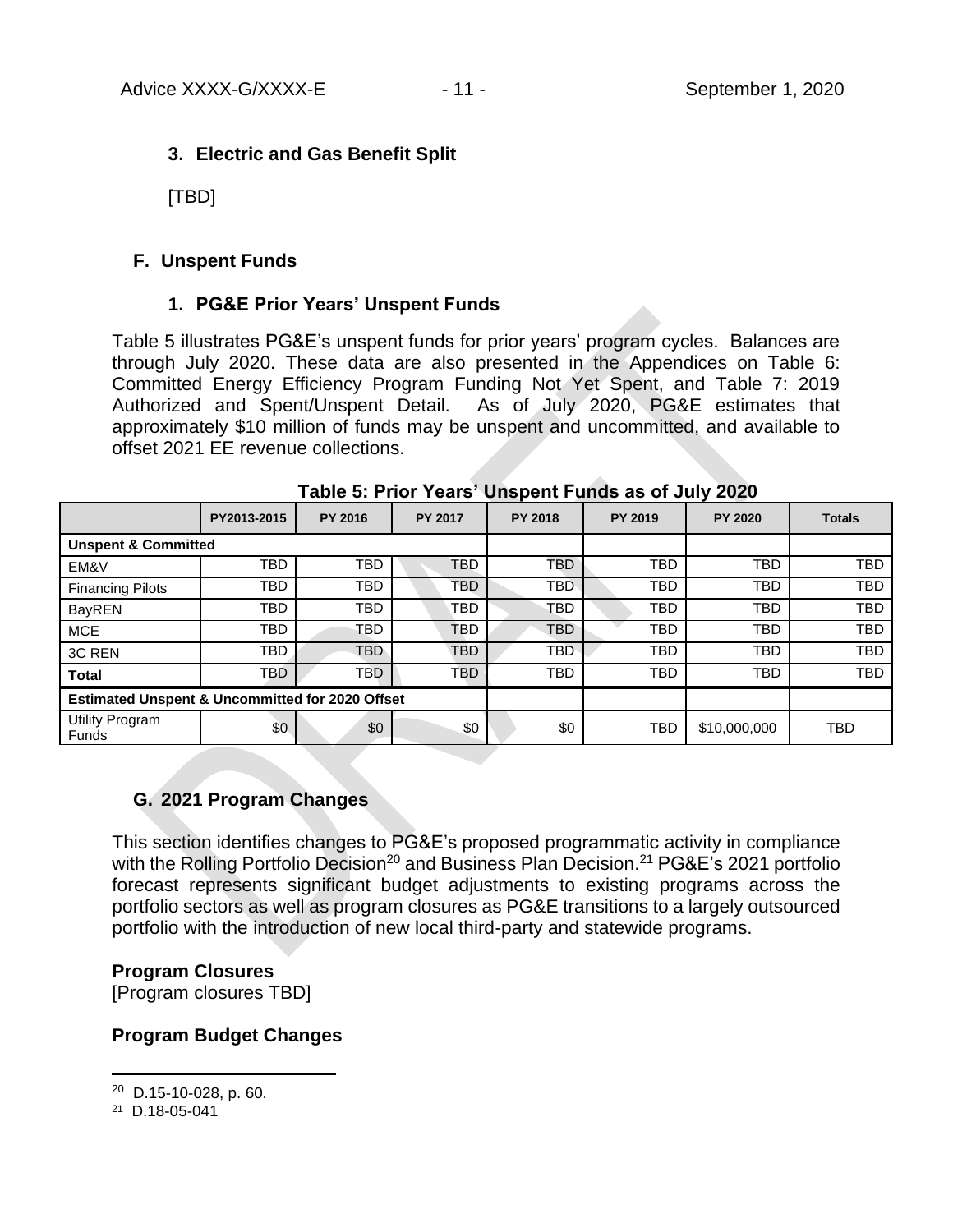### 3. Electric and Gas Benefit Split

[TBD]

## F. Unspent Funds

### 1. PG&E Prior Years' Unspent Funds

Table 5 illustrates PG&E's unspent funds for prior years' program cycles. Balances are through July 2020. These data are also presented in the Appendices on Table 6: Committed Energy Efficiency Program Funding Not Yet Spent, and Table 7: 2019 Authorized and Spent/Unspent Detail. As of July 2020, PG&E estimates that approximately $10 million of funds may be unspent and uncommitted, and available to offset 2021 EE revenue collections.

**Table 5: Prior Years' Unspent Funds as of July 2020**

| | PY2013-2015 | PY 2016 | PY 2017 | PY 2018 | PY 2019 | PY 2020 | Totals |
|---|---|---|---|---|---|---|---|
| **Unspent & Committed** | | | | | | | |
| EM&V | TBD | TBD | TBD | TBD | TBD | TBD | TBD |
| Financing Pilots | TBD | TBD | TBD | TBD | TBD | TBD | TBD |
| BayREN | TBD | TBD | TBD | TBD | TBD | TBD | TBD |
| MCE | TBD | TBD | TBD | TBD | TBD | TBD | TBD |
| 3C REN | TBD | TBD | TBD | TBD | TBD | TBD | TBD |
| **Total** | TBD | TBD | TBD | TBD | TBD | TBD | TBD |
| **Estimated Unspent & Uncommitted for 2020 Offset** | | | | | | | |
| Utility Program Funds | $0 | $0 | $0 | $0 | TBD | $10,000,000 | TBD |

## G. 2021 Program Changes

This section identifies changes to PG&E's proposed programmatic activity in compliance with the Rolling Portfolio Decision[20] and Business Plan Decision.[21] PG&E's 2021 portfolio forecast represents significant budget adjustments to existing programs across the portfolio sectors as well as program closures as PG&E transitions to a largely outsourced portfolio with the introduction of new local third-party and statewide programs.

**Program Closures**
[Program closures TBD]

**Program Budget Changes**

[20] D.15-10-028, p. 60.

[21] D.18-05-041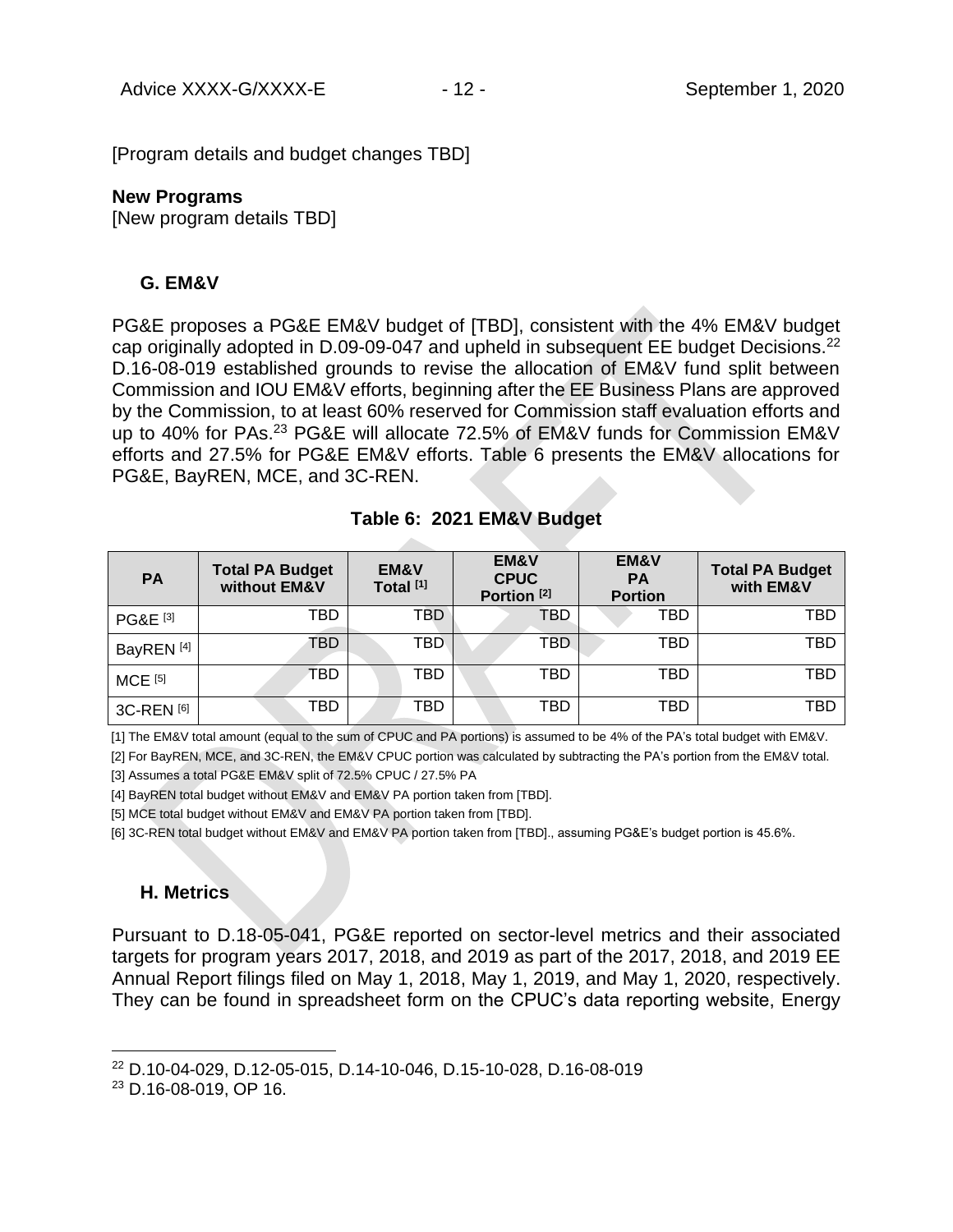[Program details and budget changes TBD]

**New Programs**

[New program details TBD]

## G. EM&V

PG&E proposes a PG&E EM&V budget of [TBD], consistent with the 4% EM&V budget cap originally adopted in D.09-09-047 and upheld in subsequent EE budget Decisions.[22] D.16-08-019 established grounds to revise the allocation of EM&V fund split between Commission and IOU EM&V efforts, beginning after the EE Business Plans are approved by the Commission, to at least 60% reserved for Commission staff evaluation efforts and up to 40% for PAs.[23] PG&E will allocate 72.5% of EM&V funds for Commission EM&V efforts and 27.5% for PG&E EM&V efforts. Table 6 presents the EM&V allocations for PG&E, BayREN, MCE, and 3C-REN.

**Table 6: 2021 EM&V Budget**

| PA | Total PA Budget without EM&V | EM&V Total [1] | EM&V CPUC Portion [2] | EM&V PA Portion | Total PA Budget with EM&V |
|---|---|---|---|---|---|
| PG&E [3] | TBD | TBD | TBD | TBD | TBD |
| BayREN [4] | TBD | TBD | TBD | TBD | TBD |
| MCE [5] | TBD | TBD | TBD | TBD | TBD |
| 3C-REN [6] | TBD | TBD | TBD | TBD | TBD |

[1] The EM&V total amount (equal to the sum of CPUC and PA portions) is assumed to be 4% of the PA's total budget with EM&V.

[2] For BayREN, MCE, and 3C-REN, the EM&V CPUC portion was calculated by subtracting the PA's portion from the EM&V total.

[3] Assumes a total PG&E EM&V split of 72.5% CPUC / 27.5% PA

[4] BayREN total budget without EM&V and EM&V PA portion taken from [TBD].

[5] MCE total budget without EM&V and EM&V PA portion taken from [TBD].

[6] 3C-REN total budget without EM&V and EM&V PA portion taken from [TBD]., assuming PG&E's budget portion is 45.6%.

## H. Metrics

Pursuant to D.18-05-041, PG&E reported on sector-level metrics and their associated targets for program years 2017, 2018, and 2019 as part of the 2017, 2018, and 2019 EE Annual Report filings filed on May 1, 2018, May 1, 2019, and May 1, 2020, respectively. They can be found in spreadsheet form on the CPUC's data reporting website, Energy

[22] D.10-04-029, D.12-05-015, D.14-10-046, D.15-10-028, D.16-08-019

[23] D.16-08-019, OP 16.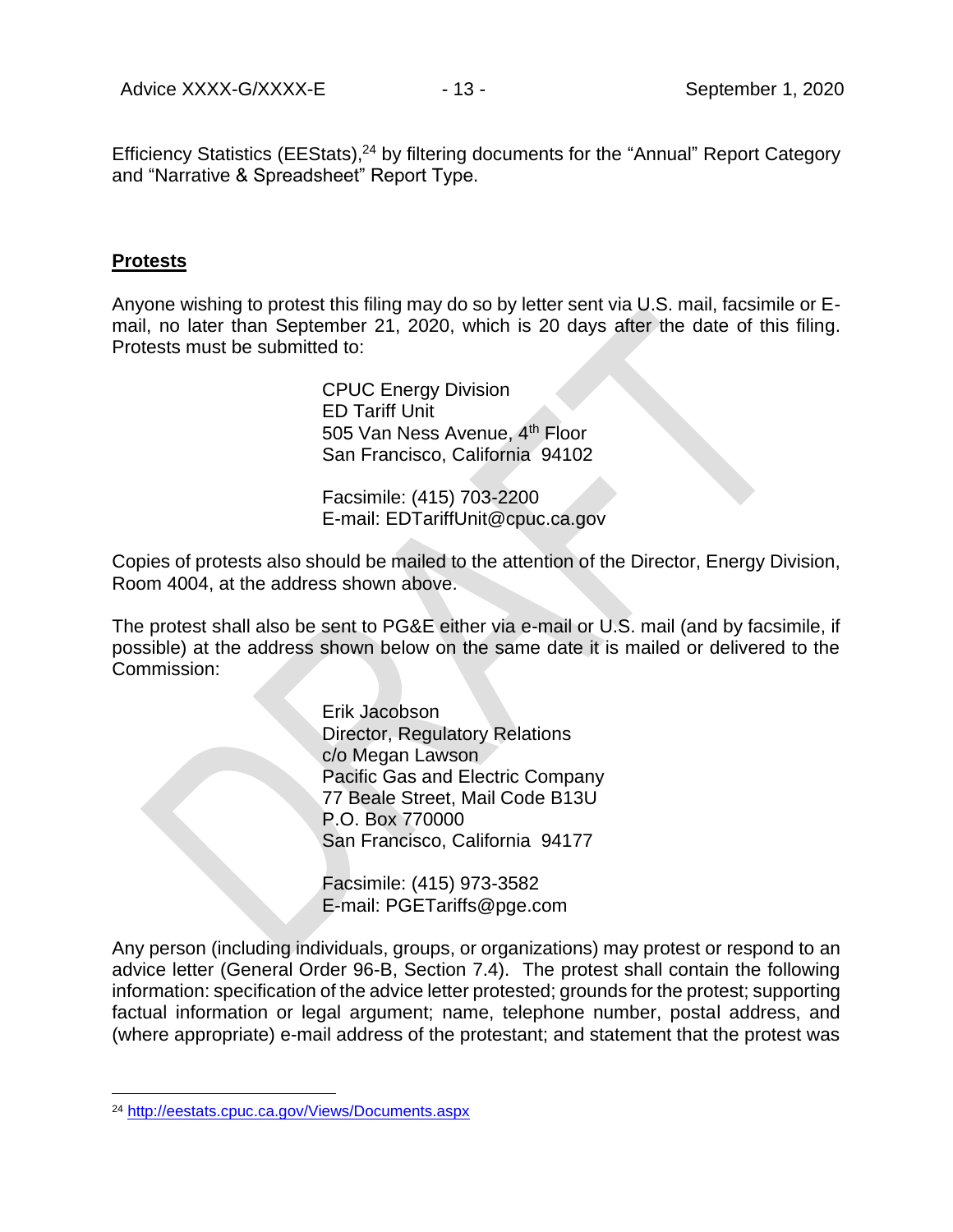Efficiency Statistics (EEStats),[24] by filtering documents for the "Annual" Report Category and "Narrative & Spreadsheet" Report Type.

## Protests

Anyone wishing to protest this filing may do so by letter sent via U.S. mail, facsimile or E-mail, no later than September 21, 2020, which is 20 days after the date of this filing. Protests must be submitted to:

> CPUC Energy Division
> ED Tariff Unit
> 505 Van Ness Avenue, 4th Floor
> San Francisco, California 94102
>
> Facsimile: (415) 703-2200
> E-mail: EDTariffUnit@cpuc.ca.gov

Copies of protests also should be mailed to the attention of the Director, Energy Division, Room 4004, at the address shown above.

The protest shall also be sent to PG&E either via e-mail or U.S. mail (and by facsimile, if possible) at the address shown below on the same date it is mailed or delivered to the Commission:

> Erik Jacobson
> Director, Regulatory Relations
> c/o Megan Lawson
> Pacific Gas and Electric Company
> 77 Beale Street, Mail Code B13U
> P.O. Box 770000
> San Francisco, California 94177
>
> Facsimile: (415) 973-3582
> E-mail: PGETariffs@pge.com

Any person (including individuals, groups, or organizations) may protest or respond to an advice letter (General Order 96-B, Section 7.4). The protest shall contain the following information: specification of the advice letter protested; grounds for the protest; supporting factual information or legal argument; name, telephone number, postal address, and (where appropriate) e-mail address of the protestant; and statement that the protest was

---

[24] http://eestats.cpuc.ca.gov/Views/Documents.aspx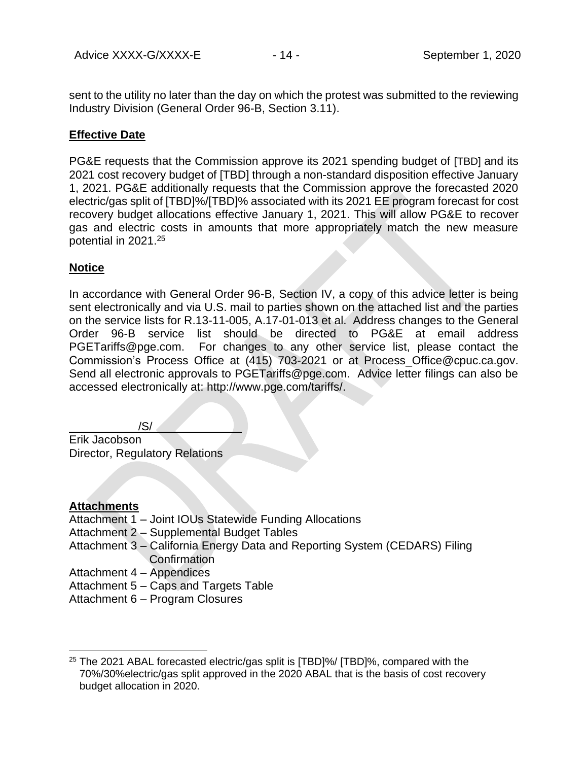sent to the utility no later than the day on which the protest was submitted to the reviewing Industry Division (General Order 96-B, Section 3.11).

**Effective Date**

PG&E requests that the Commission approve its 2021 spending budget of [TBD] and its 2021 cost recovery budget of [TBD] through a non-standard disposition effective January 1, 2021. PG&E additionally requests that the Commission approve the forecasted 2020 electric/gas split of [TBD]%/[TBD]% associated with its 2021 EE program forecast for cost recovery budget allocations effective January 1, 2021. This will allow PG&E to recover gas and electric costs in amounts that more appropriately match the new measure potential in 2021.[25]

**Notice**

In accordance with General Order 96-B, Section IV, a copy of this advice letter is being sent electronically and via U.S. mail to parties shown on the attached list and the parties on the service lists for R.13-11-005, A.17-01-013 et al. Address changes to the General Order 96-B service list should be directed to PG&E at email address PGETariffs@pge.com. For changes to any other service list, please contact the Commission's Process Office at (415) 703-2021 or at Process_Office@cpuc.ca.gov. Send all electronic approvals to PGETariffs@pge.com. Advice letter filings can also be accessed electronically at: http://www.pge.com/tariffs/.

/S/

Erik Jacobson
Director, Regulatory Relations

**Attachments**

Attachment 1 – Joint IOUs Statewide Funding Allocations
Attachment 2 – Supplemental Budget Tables
Attachment 3 – California Energy Data and Reporting System (CEDARS) Filing Confirmation
Attachment 4 – Appendices
Attachment 5 – Caps and Targets Table
Attachment 6 – Program Closures

[25] The 2021 ABAL forecasted electric/gas split is [TBD]%/ [TBD]%, compared with the 70%/30%electric/gas split approved in the 2020 ABAL that is the basis of cost recovery budget allocation in 2020.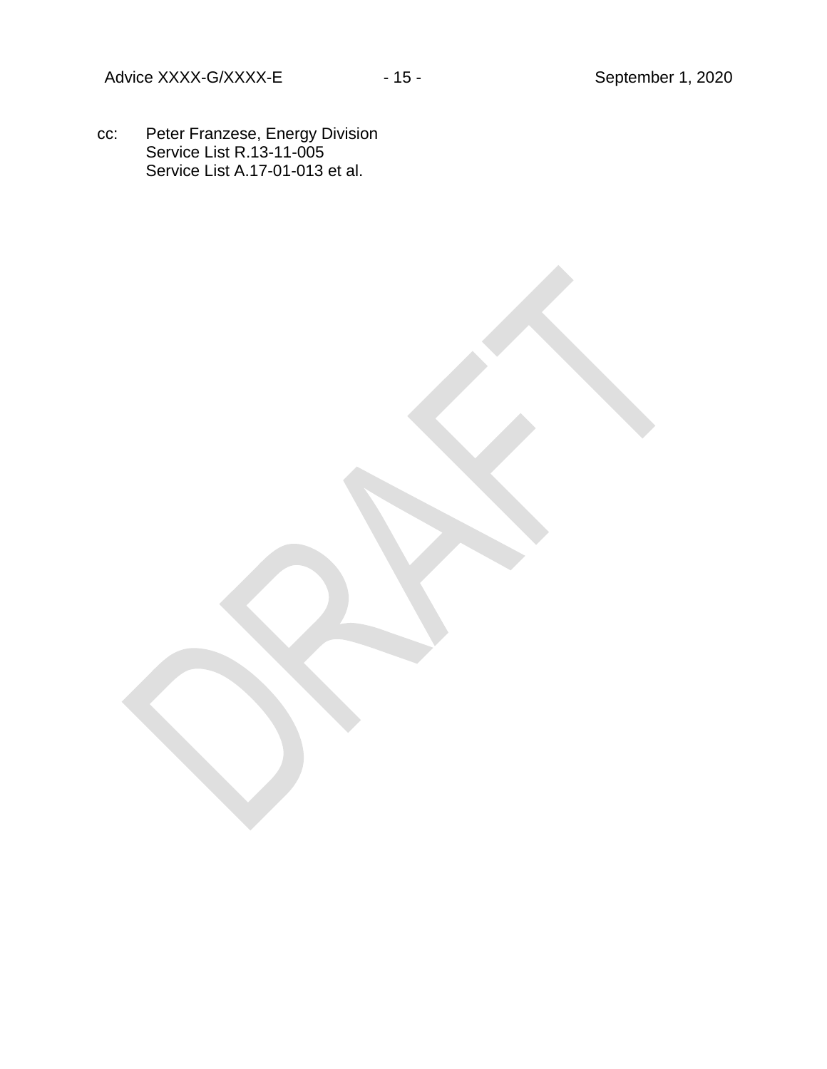cc: Peter Franzese, Energy Division
Service List R.13-11-005
Service List A.17-01-013 et al.